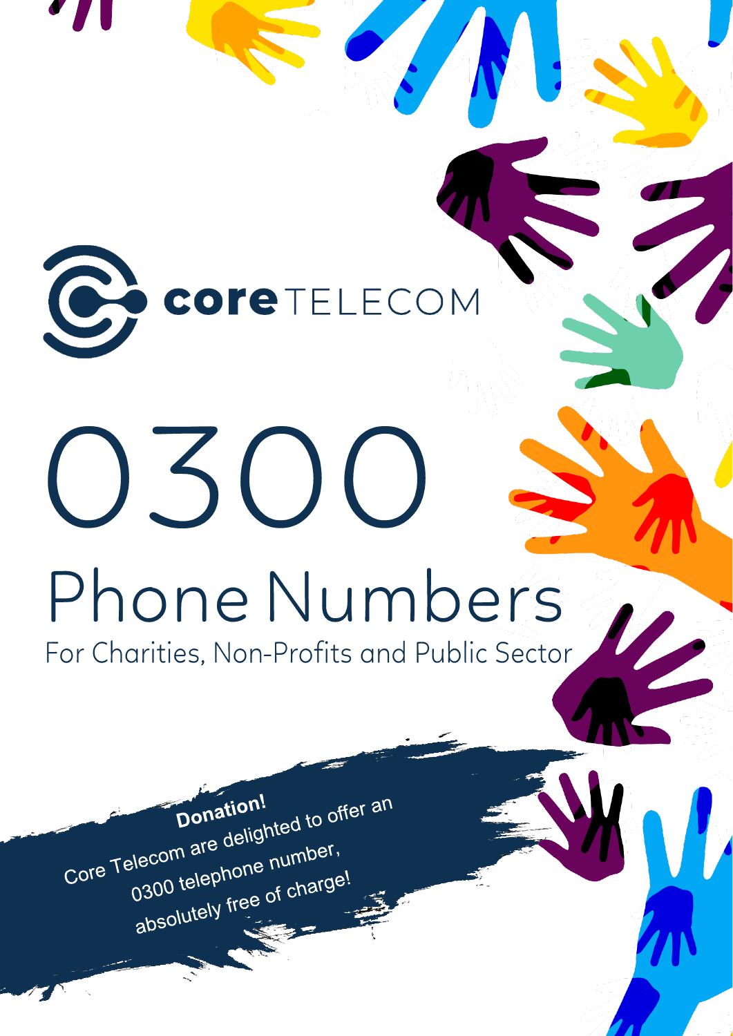coreTELECOM

# 0300

## Phone Numbers

For Charities, Non-Profits and Public Sector

**Donation!**

Core Telecom are delighted to offer an 0300 telephone number, absolutely free of charge!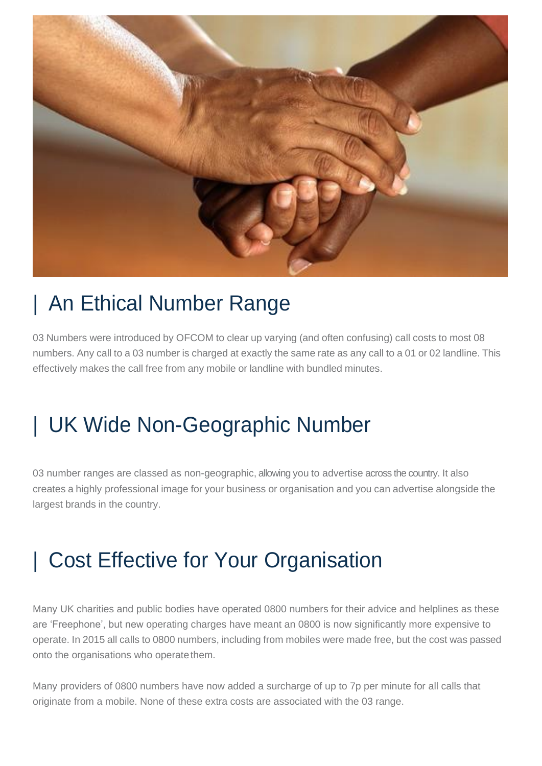## | An Ethical Number Range

03 Numbers were introduced by OFCOM to clear up varying (and often confusing) call costs to most 08 numbers. Any call to a 03 number is charged at exactly the same rate as any call to a 01 or 02 landline. This effectively makes the call free from any mobile or landline with bundled minutes.

## | UK Wide Non-Geographic Number

03 number ranges are classed as non-geographic, allowing you to advertise across the country. It also creates a highly professional image for your business or organisation and you can advertise alongside the largest brands in the country.

## | Cost Effective for Your Organisation

Many UK charities and public bodies have operated 0800 numbers for their advice and helplines as these are 'Freephone', but new operating charges have meant an 0800 is now significantly more expensive to operate. In 2015 all calls to 0800 numbers, including from mobiles were made free, but the cost was passed onto the organisations who operate them.

Many providers of 0800 numbers have now added a surcharge of up to 7p per minute for all calls that originate from a mobile. None of these extra costs are associated with the 03 range.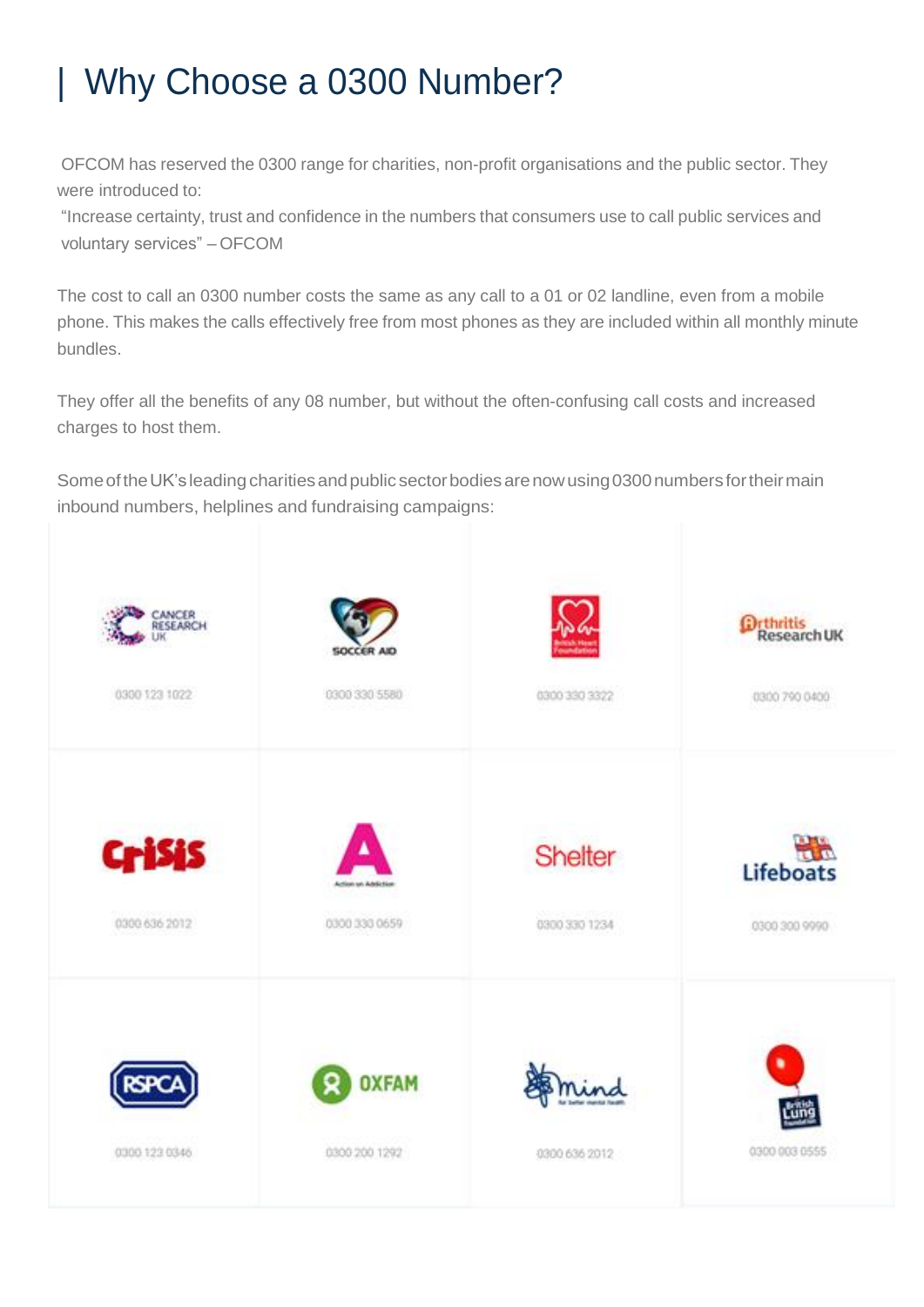# | Why Choose a 0300 Number?

OFCOM has reserved the 0300 range for charities, non-profit organisations and the public sector. They were introduced to:

"Increase certainty, trust and confidence in the numbers that consumers use to call public services and voluntary services" – OFCOM

The cost to call an 0300 number costs the same as any call to a 01 or 02 landline, even from a mobile phone. This makes the calls effectively free from most phones as they are included within all monthly minute bundles.

They offer all the benefits of any 08 number, but without the often-confusing call costs and increased charges to host them.

Some of the UK's leading charities and public sector bodies are now using 0300 numbers for their main inbound numbers, helplines and fundraising campaigns:

| | | | |
|---|---|---|---|
| Cancer Research UK<br>0300 123 1022 | Soccer Aid<br>0300 330 5580 | British Heart Foundation<br>0300 330 3322 | Arthritis Research UK<br>0300 790 0400 |
| Crisis<br>0300 636 2012 | Action on Addiction<br>0300 330 0659 | Shelter<br>0300 330 1234 | Lifeboats<br>0300 300 9990 |
| RSPCA<br>0300 123 0346 | Oxfam<br>0300 200 1292 | Mind<br>0300 636 2012 | British Lung Foundation<br>0300 003 0555 |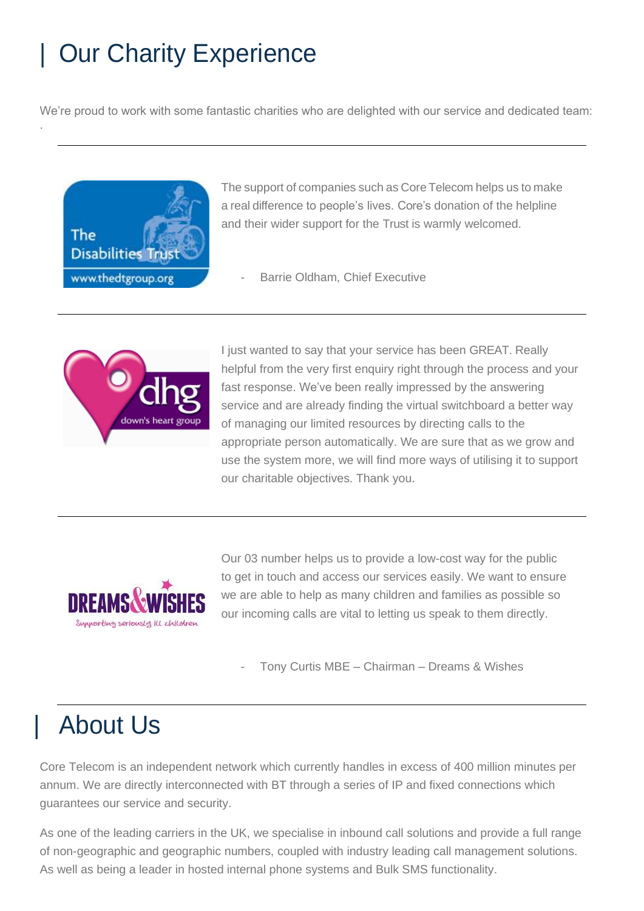# Our Charity Experience

We're proud to work with some fantastic charities who are delighted with our service and dedicated team:

---

The support of companies such as Core Telecom helps us to make a real difference to people's lives. Core's donation of the helpline and their wider support for the Trust is warmly welcomed.

- Barrie Oldham, Chief Executive

---

I just wanted to say that your service has been GREAT. Really helpful from the very first enquiry right through the process and your fast response. We've been really impressed by the answering service and are already finding the virtual switchboard a better way of managing our limited resources by directing calls to the appropriate person automatically. We are sure that as we grow and use the system more, we will find more ways of utilising it to support our charitable objectives. Thank you.

---

Our 03 number helps us to provide a low-cost way for the public to get in touch and access our services easily. We want to ensure we are able to help as many children and families as possible so our incoming calls are vital to letting us speak to them directly.

- Tony Curtis MBE – Chairman – Dreams & Wishes

---

# About Us

Core Telecom is an independent network which currently handles in excess of 400 million minutes per annum. We are directly interconnected with BT through a series of IP and fixed connections which guarantees our service and security.

As one of the leading carriers in the UK, we specialise in inbound call solutions and provide a full range of non-geographic and geographic numbers, coupled with industry leading call management solutions. As well as being a leader in hosted internal phone systems and Bulk SMS functionality.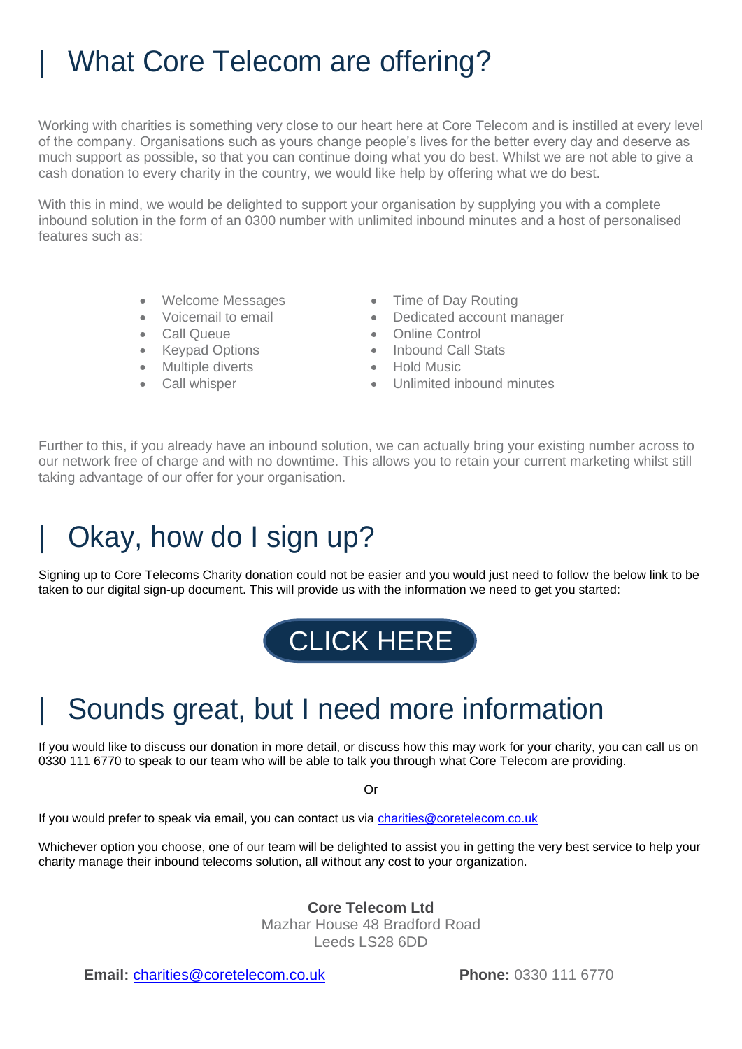# | What Core Telecom are offering?

Working with charities is something very close to our heart here at Core Telecom and is instilled at every level of the company. Organisations such as yours change people's lives for the better every day and deserve as much support as possible, so that you can continue doing what you do best. Whilst we are not able to give a cash donation to every charity in the country, we would like help by offering what we do best.

With this in mind, we would be delighted to support your organisation by supplying you with a complete inbound solution in the form of an 0300 number with unlimited inbound minutes and a host of personalised features such as:

- Welcome Messages
- Voicemail to email
- Call Queue
- Keypad Options
- Multiple diverts
- Call whisper
- Time of Day Routing
- Dedicated account manager
- Online Control
- Inbound Call Stats
- Hold Music
- Unlimited inbound minutes

Further to this, if you already have an inbound solution, we can actually bring your existing number across to our network free of charge and with no downtime. This allows you to retain your current marketing whilst still taking advantage of our offer for your organisation.

# | Okay, how do I sign up?

Signing up to Core Telecoms Charity donation could not be easier and you would just need to follow the below link to be taken to our digital sign-up document. This will provide us with the information we need to get you started:

CLICK HERE

# | Sounds great, but I need more information

If you would like to discuss our donation in more detail, or discuss how this may work for your charity, you can call us on 0330 111 6770 to speak to our team who will be able to talk you through what Core Telecom are providing.

Or

If you would prefer to speak via email, you can contact us via charities@coretelecom.co.uk

Whichever option you choose, one of our team will be delighted to assist you in getting the very best service to help your charity manage their inbound telecoms solution, all without any cost to your organization.

**Core Telecom Ltd**
Mazhar House 48 Bradford Road
Leeds LS28 6DD

**Email:** charities@coretelecom.co.uk **Phone:** 0330 111 6770